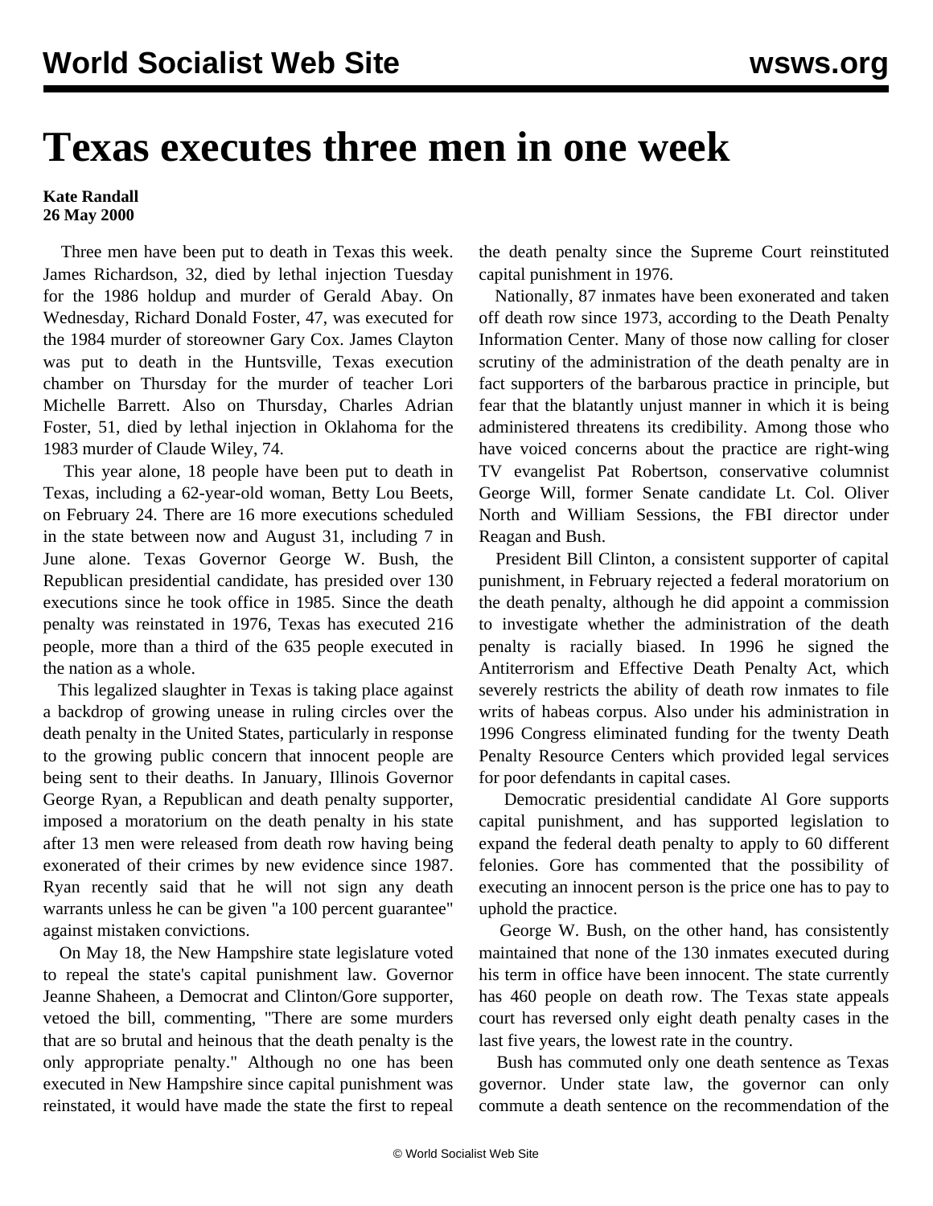# Texas executes three men in one week

**Kate Randall**
**26 May 2000**

Three men have been put to death in Texas this week. James Richardson, 32, died by lethal injection Tuesday for the 1986 holdup and murder of Gerald Abay. On Wednesday, Richard Donald Foster, 47, was executed for the 1984 murder of storeowner Gary Cox. James Clayton was put to death in the Huntsville, Texas execution chamber on Thursday for the murder of teacher Lori Michelle Barrett. Also on Thursday, Charles Adrian Foster, 51, died by lethal injection in Oklahoma for the 1983 murder of Claude Wiley, 74.

This year alone, 18 people have been put to death in Texas, including a 62-year-old woman, Betty Lou Beets, on February 24. There are 16 more executions scheduled in the state between now and August 31, including 7 in June alone. Texas Governor George W. Bush, the Republican presidential candidate, has presided over 130 executions since he took office in 1985. Since the death penalty was reinstated in 1976, Texas has executed 216 people, more than a third of the 635 people executed in the nation as a whole.

This legalized slaughter in Texas is taking place against a backdrop of growing unease in ruling circles over the death penalty in the United States, particularly in response to the growing public concern that innocent people are being sent to their deaths. In January, Illinois Governor George Ryan, a Republican and death penalty supporter, imposed a moratorium on the death penalty in his state after 13 men were released from death row having being exonerated of their crimes by new evidence since 1987. Ryan recently said that he will not sign any death warrants unless he can be given "a 100 percent guarantee" against mistaken convictions.

On May 18, the New Hampshire state legislature voted to repeal the state's capital punishment law. Governor Jeanne Shaheen, a Democrat and Clinton/Gore supporter, vetoed the bill, commenting, "There are some murders that are so brutal and heinous that the death penalty is the only appropriate penalty." Although no one has been executed in New Hampshire since capital punishment was reinstated, it would have made the state the first to repeal the death penalty since the Supreme Court reinstituted capital punishment in 1976.

Nationally, 87 inmates have been exonerated and taken off death row since 1973, according to the Death Penalty Information Center. Many of those now calling for closer scrutiny of the administration of the death penalty are in fact supporters of the barbarous practice in principle, but fear that the blatantly unjust manner in which it is being administered threatens its credibility. Among those who have voiced concerns about the practice are right-wing TV evangelist Pat Robertson, conservative columnist George Will, former Senate candidate Lt. Col. Oliver North and William Sessions, the FBI director under Reagan and Bush.

President Bill Clinton, a consistent supporter of capital punishment, in February rejected a federal moratorium on the death penalty, although he did appoint a commission to investigate whether the administration of the death penalty is racially biased. In 1996 he signed the Antiterrorism and Effective Death Penalty Act, which severely restricts the ability of death row inmates to file writs of habeas corpus. Also under his administration in 1996 Congress eliminated funding for the twenty Death Penalty Resource Centers which provided legal services for poor defendants in capital cases.

Democratic presidential candidate Al Gore supports capital punishment, and has supported legislation to expand the federal death penalty to apply to 60 different felonies. Gore has commented that the possibility of executing an innocent person is the price one has to pay to uphold the practice.

George W. Bush, on the other hand, has consistently maintained that none of the 130 inmates executed during his term in office have been innocent. The state currently has 460 people on death row. The Texas state appeals court has reversed only eight death penalty cases in the last five years, the lowest rate in the country.

Bush has commuted only one death sentence as Texas governor. Under state law, the governor can only commute a death sentence on the recommendation of the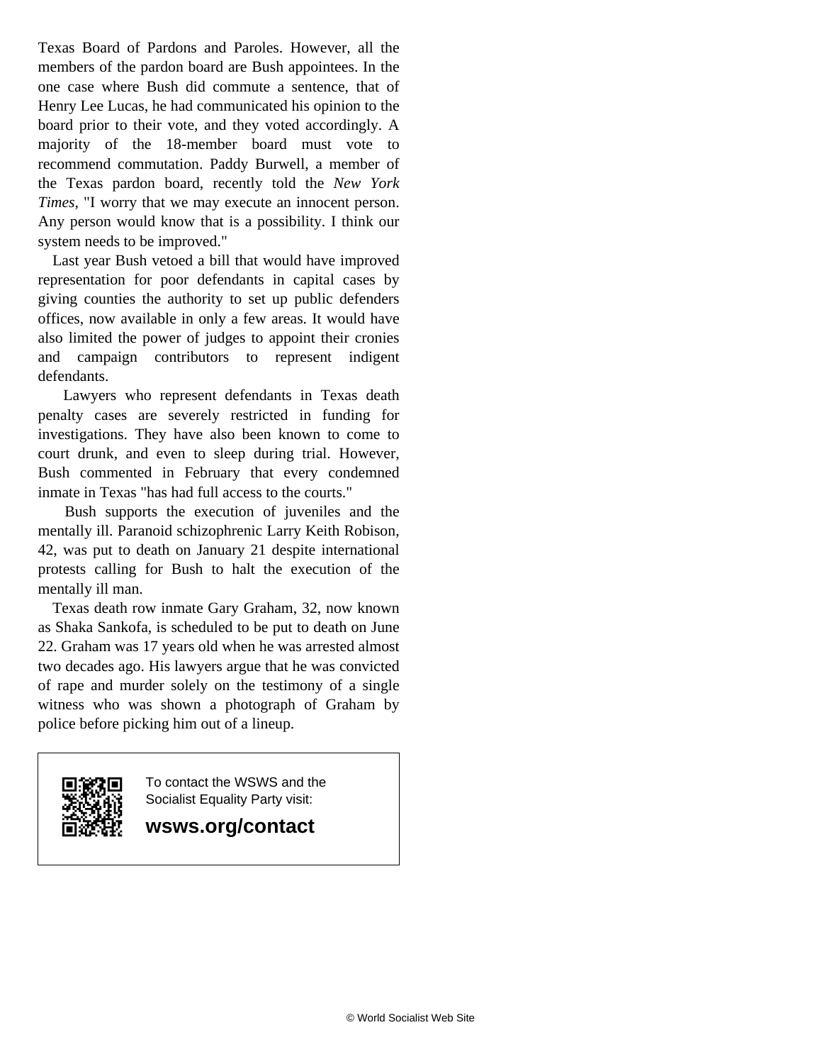Texas Board of Pardons and Paroles. However, all the members of the pardon board are Bush appointees. In the one case where Bush did commute a sentence, that of Henry Lee Lucas, he had communicated his opinion to the board prior to their vote, and they voted accordingly. A majority of the 18-member board must vote to recommend commutation. Paddy Burwell, a member of the Texas pardon board, recently told the *New York Times*, "I worry that we may execute an innocent person. Any person would know that is a possibility. I think our system needs to be improved."

Last year Bush vetoed a bill that would have improved representation for poor defendants in capital cases by giving counties the authority to set up public defenders offices, now available in only a few areas. It would have also limited the power of judges to appoint their cronies and campaign contributors to represent indigent defendants.

Lawyers who represent defendants in Texas death penalty cases are severely restricted in funding for investigations. They have also been known to come to court drunk, and even to sleep during trial. However, Bush commented in February that every condemned inmate in Texas "has had full access to the courts."

Bush supports the execution of juveniles and the mentally ill. Paranoid schizophrenic Larry Keith Robison, 42, was put to death on January 21 despite international protests calling for Bush to halt the execution of the mentally ill man.

Texas death row inmate Gary Graham, 32, now known as Shaka Sankofa, is scheduled to be put to death on June 22. Graham was 17 years old when he was arrested almost two decades ago. His lawyers argue that he was convicted of rape and murder solely on the testimony of a single witness who was shown a photograph of Graham by police before picking him out of a lineup.

To contact the WSWS and the Socialist Equality Party visit:

**wsws.org/contact**